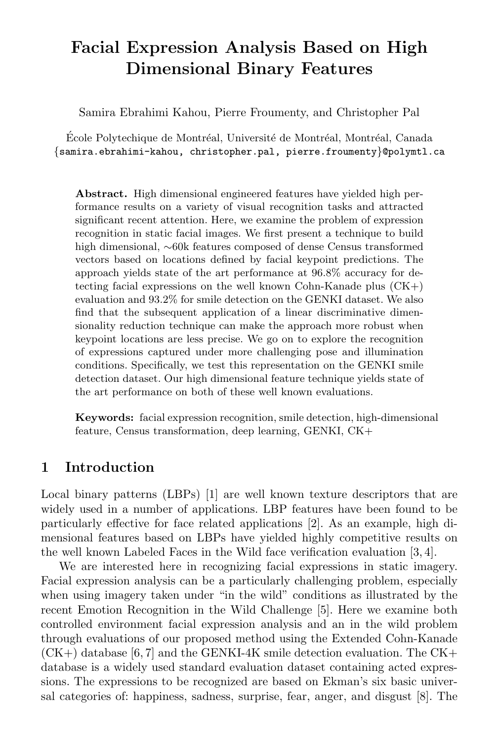# Facial Expression Analysis Based on High Dimensional Binary Features

Samira Ebrahimi Kahou, Pierre Froumenty, and Christopher Pal

École Polytechique de Montréal, Université de Montréal, Montréal, Canada
{samira.ebrahimi-kahou, christopher.pal, pierre.froumenty}@polymtl.ca

**Abstract.** High dimensional engineered features have yielded high performance results on a variety of visual recognition tasks and attracted significant recent attention. Here, we examine the problem of expression recognition in static facial images. We first present a technique to build high dimensional, ~60k features composed of dense Census transformed vectors based on locations defined by facial keypoint predictions. The approach yields state of the art performance at 96.8% accuracy for detecting facial expressions on the well known Cohn-Kanade plus (CK+) evaluation and 93.2% for smile detection on the GENKI dataset. We also find that the subsequent application of a linear discriminative dimensionality reduction technique can make the approach more robust when keypoint locations are less precise. We go on to explore the recognition of expressions captured under more challenging pose and illumination conditions. Specifically, we test this representation on the GENKI smile detection dataset. Our high dimensional feature technique yields state of the art performance on both of these well known evaluations.

**Keywords:** facial expression recognition, smile detection, high-dimensional feature, Census transformation, deep learning, GENKI, CK+

## 1 Introduction

Local binary patterns (LBPs) [1] are well known texture descriptors that are widely used in a number of applications. LBP features have been found to be particularly effective for face related applications [2]. As an example, high dimensional features based on LBPs have yielded highly competitive results on the well known Labeled Faces in the Wild face verification evaluation [3, 4].

We are interested here in recognizing facial expressions in static imagery. Facial expression analysis can be a particularly challenging problem, especially when using imagery taken under "in the wild" conditions as illustrated by the recent Emotion Recognition in the Wild Challenge [5]. Here we examine both controlled environment facial expression analysis and an in the wild problem through evaluations of our proposed method using the Extended Cohn-Kanade (CK+) database [6, 7] and the GENKI-4K smile detection evaluation. The CK+ database is a widely used standard evaluation dataset containing acted expressions. The expressions to be recognized are based on Ekman's six basic universal categories of: happiness, sadness, surprise, fear, anger, and disgust [8]. The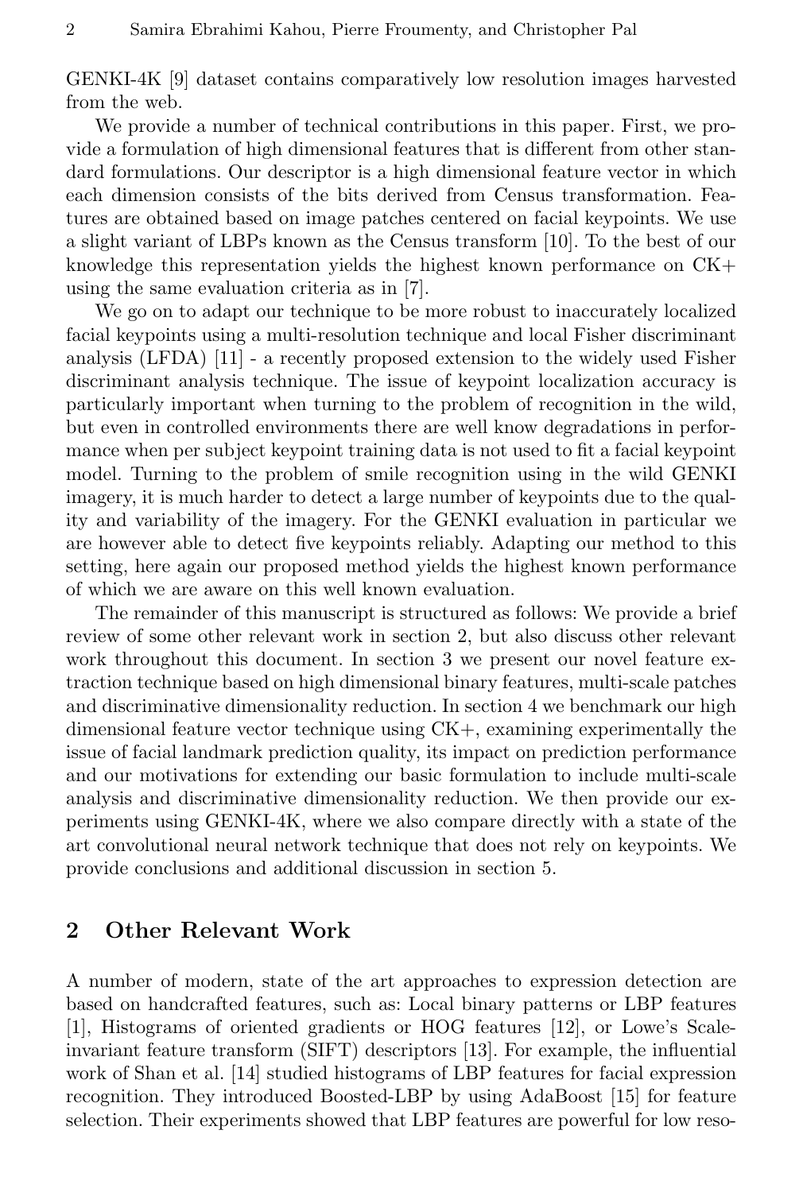GENKI-4K [9] dataset contains comparatively low resolution images harvested from the web.

We provide a number of technical contributions in this paper. First, we provide a formulation of high dimensional features that is different from other standard formulations. Our descriptor is a high dimensional feature vector in which each dimension consists of the bits derived from Census transformation. Features are obtained based on image patches centered on facial keypoints. We use a slight variant of LBPs known as the Census transform [10]. To the best of our knowledge this representation yields the highest known performance on CK+ using the same evaluation criteria as in [7].

We go on to adapt our technique to be more robust to inaccurately localized facial keypoints using a multi-resolution technique and local Fisher discriminant analysis (LFDA) [11] - a recently proposed extension to the widely used Fisher discriminant analysis technique. The issue of keypoint localization accuracy is particularly important when turning to the problem of recognition in the wild, but even in controlled environments there are well know degradations in performance when per subject keypoint training data is not used to fit a facial keypoint model. Turning to the problem of smile recognition using in the wild GENKI imagery, it is much harder to detect a large number of keypoints due to the quality and variability of the imagery. For the GENKI evaluation in particular we are however able to detect five keypoints reliably. Adapting our method to this setting, here again our proposed method yields the highest known performance of which we are aware on this well known evaluation.

The remainder of this manuscript is structured as follows: We provide a brief review of some other relevant work in section 2, but also discuss other relevant work throughout this document. In section 3 we present our novel feature extraction technique based on high dimensional binary features, multi-scale patches and discriminative dimensionality reduction. In section 4 we benchmark our high dimensional feature vector technique using CK+, examining experimentally the issue of facial landmark prediction quality, its impact on prediction performance and our motivations for extending our basic formulation to include multi-scale analysis and discriminative dimensionality reduction. We then provide our experiments using GENKI-4K, where we also compare directly with a state of the art convolutional neural network technique that does not rely on keypoints. We provide conclusions and additional discussion in section 5.

## 2 Other Relevant Work

A number of modern, state of the art approaches to expression detection are based on handcrafted features, such as: Local binary patterns or LBP features [1], Histograms of oriented gradients or HOG features [12], or Lowe's Scale-invariant feature transform (SIFT) descriptors [13]. For example, the influential work of Shan et al. [14] studied histograms of LBP features for facial expression recognition. They introduced Boosted-LBP by using AdaBoost [15] for feature selection. Their experiments showed that LBP features are powerful for low reso-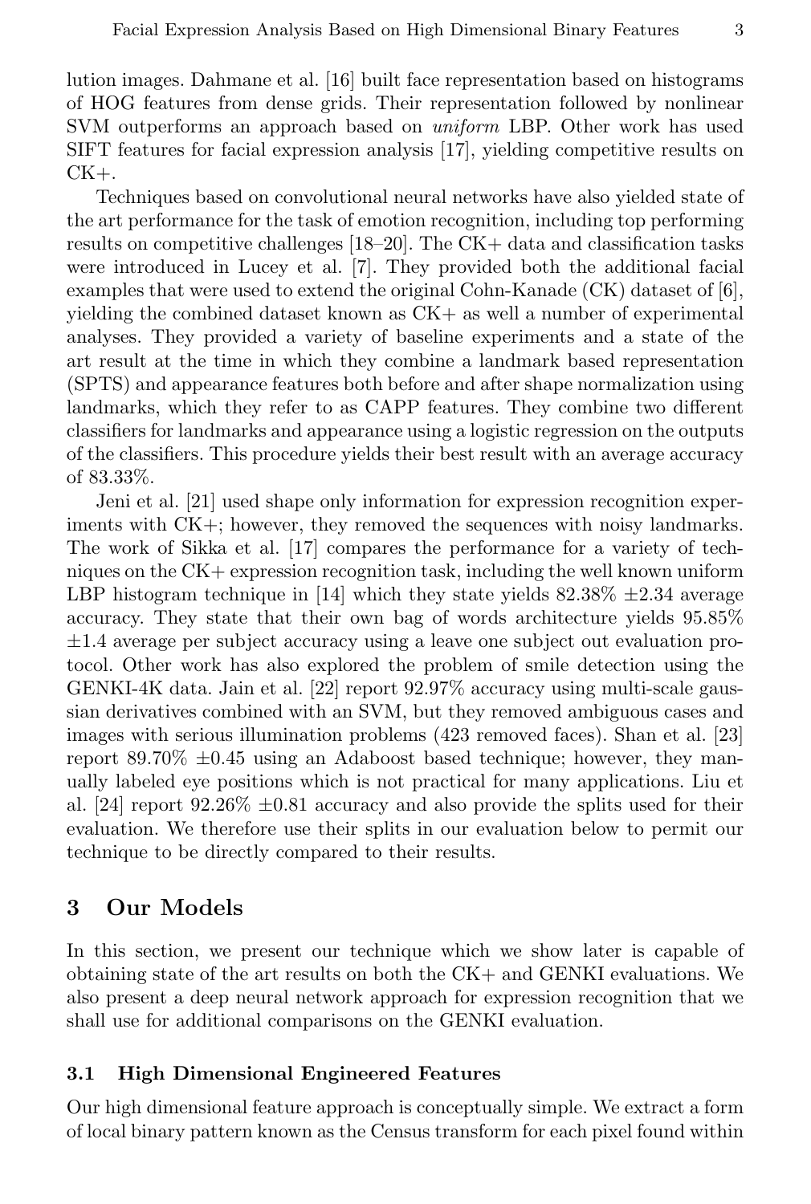lution images. Dahmane et al. [16] built face representation based on histograms of HOG features from dense grids. Their representation followed by nonlinear SVM outperforms an approach based on *uniform* LBP. Other work has used SIFT features for facial expression analysis [17], yielding competitive results on CK+.

Techniques based on convolutional neural networks have also yielded state of the art performance for the task of emotion recognition, including top performing results on competitive challenges [18–20]. The CK+ data and classification tasks were introduced in Lucey et al. [7]. They provided both the additional facial examples that were used to extend the original Cohn-Kanade (CK) dataset of [6], yielding the combined dataset known as CK+ as well a number of experimental analyses. They provided a variety of baseline experiments and a state of the art result at the time in which they combine a landmark based representation (SPTS) and appearance features both before and after shape normalization using landmarks, which they refer to as CAPP features. They combine two different classifiers for landmarks and appearance using a logistic regression on the outputs of the classifiers. This procedure yields their best result with an average accuracy of 83.33%.

Jeni et al. [21] used shape only information for expression recognition experiments with CK+; however, they removed the sequences with noisy landmarks. The work of Sikka et al. [17] compares the performance for a variety of techniques on the CK+ expression recognition task, including the well known uniform LBP histogram technique in [14] which they state yields 82.38% $\pm 2.34$ average accuracy. They state that their own bag of words architecture yields 95.85% $\pm 1.4$ average per subject accuracy using a leave one subject out evaluation protocol. Other work has also explored the problem of smile detection using the GENKI-4K data. Jain et al. [22] report 92.97% accuracy using multi-scale gaussian derivatives combined with an SVM, but they removed ambiguous cases and images with serious illumination problems (423 removed faces). Shan et al. [23] report 89.70% $\pm 0.45$ using an Adaboost based technique; however, they manually labeled eye positions which is not practical for many applications. Liu et al. [24] report 92.26% $\pm 0.81$ accuracy and also provide the splits used for their evaluation. We therefore use their splits in our evaluation below to permit our technique to be directly compared to their results.

## 3 Our Models

In this section, we present our technique which we show later is capable of obtaining state of the art results on both the CK+ and GENKI evaluations. We also present a deep neural network approach for expression recognition that we shall use for additional comparisons on the GENKI evaluation.

### 3.1 High Dimensional Engineered Features

Our high dimensional feature approach is conceptually simple. We extract a form of local binary pattern known as the Census transform for each pixel found within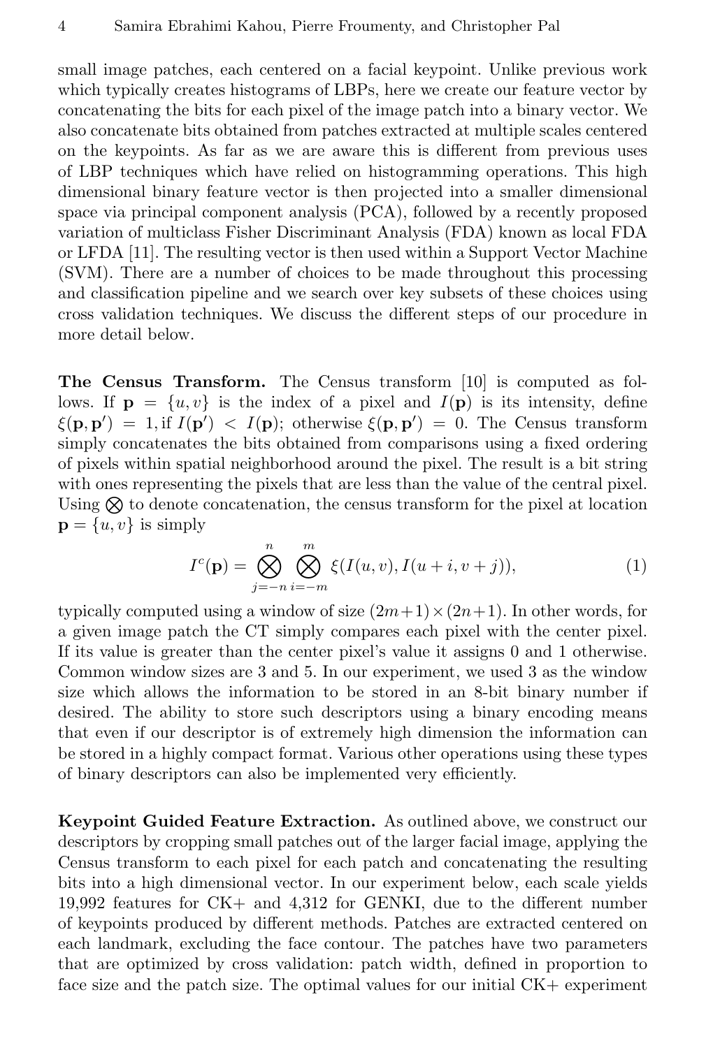small image patches, each centered on a facial keypoint. Unlike previous work which typically creates histograms of LBPs, here we create our feature vector by concatenating the bits for each pixel of the image patch into a binary vector. We also concatenate bits obtained from patches extracted at multiple scales centered on the keypoints. As far as we are aware this is different from previous uses of LBP techniques which have relied on histogramming operations. This high dimensional binary feature vector is then projected into a smaller dimensional space via principal component analysis (PCA), followed by a recently proposed variation of multiclass Fisher Discriminant Analysis (FDA) known as local FDA or LFDA [11]. The resulting vector is then used within a Support Vector Machine (SVM). There are a number of choices to be made throughout this processing and classification pipeline and we search over key subsets of these choices using cross validation techniques. We discuss the different steps of our procedure in more detail below.

**The Census Transform.** The Census transform [10] is computed as follows. If $\mathbf{p} = \{u, v\}$ is the index of a pixel and $I(\mathbf{p})$ is its intensity, define $\xi(\mathbf{p}, \mathbf{p}') = 1$, if $I(\mathbf{p}') < I(\mathbf{p})$; otherwise $\xi(\mathbf{p}, \mathbf{p}') = 0$. The Census transform simply concatenates the bits obtained from comparisons using a fixed ordering of pixels within spatial neighborhood around the pixel. The result is a bit string with ones representing the pixels that are less than the value of the central pixel. Using $\bigotimes$ to denote concatenation, the census transform for the pixel at location $\mathbf{p} = \{u, v\}$ is simply

$$I^c(\mathbf{p}) = \bigotimes_{j=-n}^{n} \bigotimes_{i=-m}^{m} \xi(I(u, v), I(u + i, v + j)), \tag{1}$$

typically computed using a window of size $(2m+1) \times (2n+1)$. In other words, for a given image patch the CT simply compares each pixel with the center pixel. If its value is greater than the center pixel's value it assigns 0 and 1 otherwise. Common window sizes are 3 and 5. In our experiment, we used 3 as the window size which allows the information to be stored in an 8-bit binary number if desired. The ability to store such descriptors using a binary encoding means that even if our descriptor is of extremely high dimension the information can be stored in a highly compact format. Various other operations using these types of binary descriptors can also be implemented very efficiently.

**Keypoint Guided Feature Extraction.** As outlined above, we construct our descriptors by cropping small patches out of the larger facial image, applying the Census transform to each pixel for each patch and concatenating the resulting bits into a high dimensional vector. In our experiment below, each scale yields 19,992 features for CK+ and 4,312 for GENKI, due to the different number of keypoints produced by different methods. Patches are extracted centered on each landmark, excluding the face contour. The patches have two parameters that are optimized by cross validation: patch width, defined in proportion to face size and the patch size. The optimal values for our initial CK+ experiment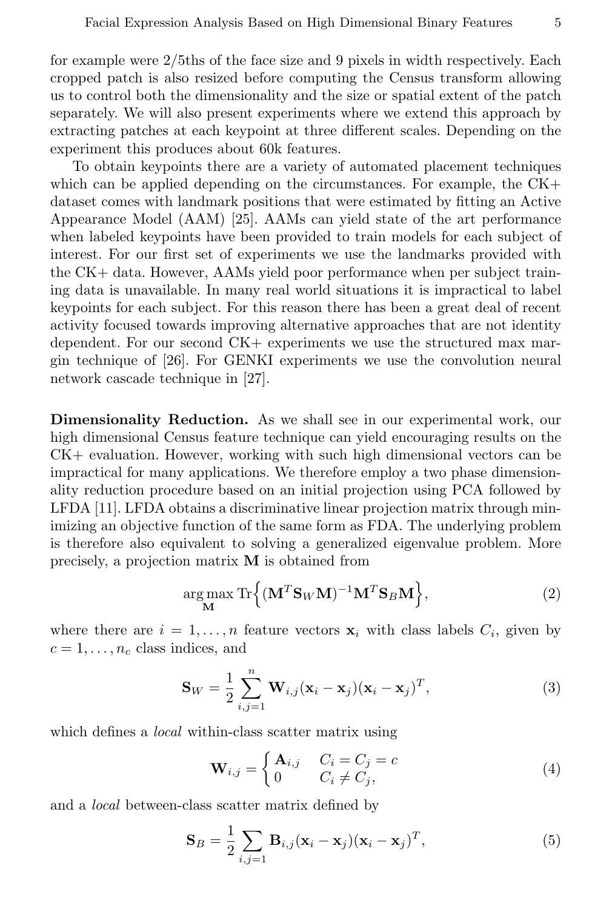for example were 2/5ths of the face size and 9 pixels in width respectively. Each cropped patch is also resized before computing the Census transform allowing us to control both the dimensionality and the size or spatial extent of the patch separately. We will also present experiments where we extend this approach by extracting patches at each keypoint at three different scales. Depending on the experiment this produces about 60k features.

To obtain keypoints there are a variety of automated placement techniques which can be applied depending on the circumstances. For example, the CK+ dataset comes with landmark positions that were estimated by fitting an Active Appearance Model (AAM) [25]. AAMs can yield state of the art performance when labeled keypoints have been provided to train models for each subject of interest. For our first set of experiments we use the landmarks provided with the CK+ data. However, AAMs yield poor performance when per subject training data is unavailable. In many real world situations it is impractical to label keypoints for each subject. For this reason there has been a great deal of recent activity focused towards improving alternative approaches that are not identity dependent. For our second CK+ experiments we use the structured max margin technique of [26]. For GENKI experiments we use the convolution neural network cascade technique in [27].

**Dimensionality Reduction.** As we shall see in our experimental work, our high dimensional Census feature technique can yield encouraging results on the CK+ evaluation. However, working with such high dimensional vectors can be impractical for many applications. We therefore employ a two phase dimensionality reduction procedure based on an initial projection using PCA followed by LFDA [11]. LFDA obtains a discriminative linear projection matrix through minimizing an objective function of the same form as FDA. The underlying problem is therefore also equivalent to solving a generalized eigenvalue problem. More precisely, a projection matrix $\mathbf{M}$ is obtained from

$$\arg\max_{\mathbf{M}} \operatorname{Tr}\Big\{(\mathbf{M}^T\mathbf{S}_W\mathbf{M})^{-1}\mathbf{M}^T\mathbf{S}_B\mathbf{M}\Big\}, \tag{2}$$

where there are $i = 1, \ldots, n$ feature vectors $\mathbf{x}_i$ with class labels $C_i$, given by $c = 1, \ldots, n_c$ class indices, and

$$\mathbf{S}_W = \frac{1}{2}\sum_{i,j=1}^{n} \mathbf{W}_{i,j}(\mathbf{x}_i - \mathbf{x}_j)(\mathbf{x}_i - \mathbf{x}_j)^T, \tag{3}$$

which defines a *local* within-class scatter matrix using

$$\mathbf{W}_{i,j} = \begin{cases} \mathbf{A}_{i,j} & C_i = C_j = c \\ 0 & C_i \neq C_j, \end{cases} \tag{4}$$

and a *local* between-class scatter matrix defined by

$$\mathbf{S}_B = \frac{1}{2}\sum_{i,j=1} \mathbf{B}_{i,j}(\mathbf{x}_i - \mathbf{x}_j)(\mathbf{x}_i - \mathbf{x}_j)^T, \tag{5}$$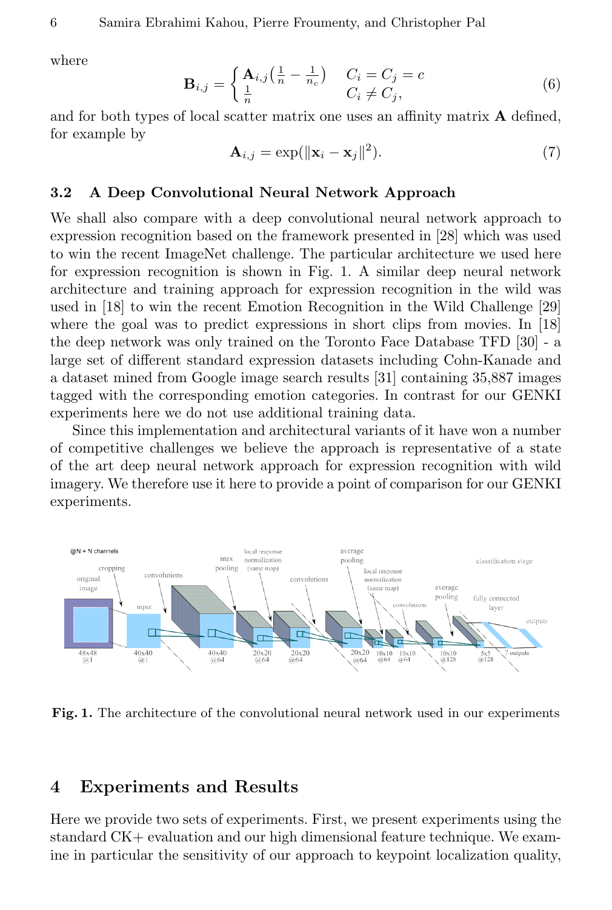where

$$\mathbf{B}_{i,j} = \begin{cases} \mathbf{A}_{i,j}\left(\frac{1}{n} - \frac{1}{n_c}\right) & C_i = C_j = c \\ \frac{1}{n} & C_i \neq C_j, \end{cases} \tag{6}$$

and for both types of local scatter matrix one uses an affinity matrix $\mathbf{A}$ defined, for example by

$$\mathbf{A}_{i,j} = \exp(\|\mathbf{x}_i - \mathbf{x}_j\|^2). \tag{7}$$

### 3.2 A Deep Convolutional Neural Network Approach

We shall also compare with a deep convolutional neural network approach to expression recognition based on the framework presented in [28] which was used to win the recent ImageNet challenge. The particular architecture we used here for expression recognition is shown in Fig. 1. A similar deep neural network architecture and training approach for expression recognition in the wild was used in [18] to win the recent Emotion Recognition in the Wild Challenge [29] where the goal was to predict expressions in short clips from movies. In [18] the deep network was only trained on the Toronto Face Database TFD [30] - a large set of different standard expression datasets including Cohn-Kanade and a dataset mined from Google image search results [31] containing 35,887 images tagged with the corresponding emotion categories. In contrast for our GENKI experiments here we do not use additional training data.

Since this implementation and architectural variants of it have won a number of competitive challenges we believe the approach is representative of a state of the art deep neural network approach for expression recognition with wild imagery. We therefore use it here to provide a point of comparison for our GENKI experiments.

**Fig. 1.** The architecture of the convolutional neural network used in our experiments

## 4 Experiments and Results

Here we provide two sets of experiments. First, we present experiments using the standard CK+ evaluation and our high dimensional feature technique. We examine in particular the sensitivity of our approach to keypoint localization quality,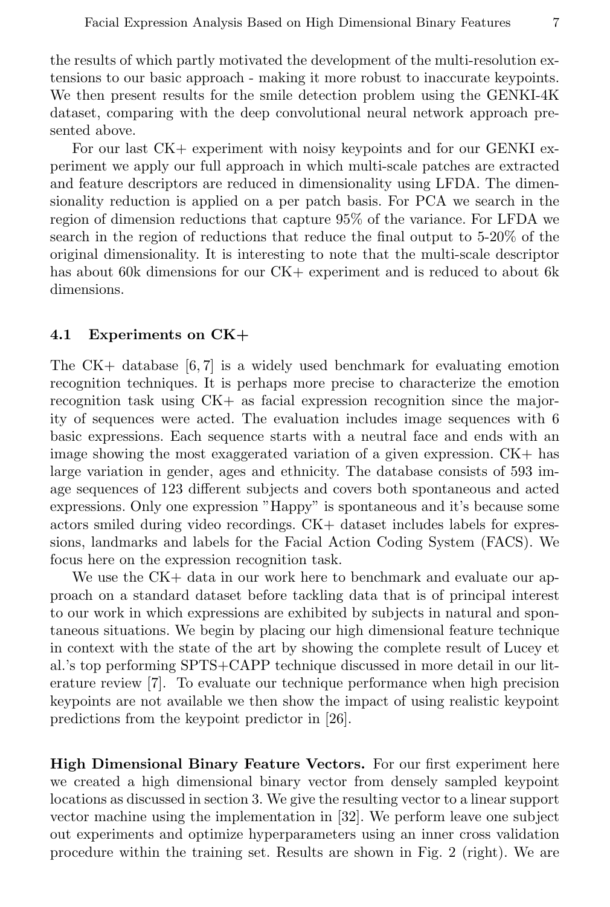the results of which partly motivated the development of the multi-resolution extensions to our basic approach - making it more robust to inaccurate keypoints. We then present results for the smile detection problem using the GENKI-4K dataset, comparing with the deep convolutional neural network approach presented above.

For our last CK+ experiment with noisy keypoints and for our GENKI experiment we apply our full approach in which multi-scale patches are extracted and feature descriptors are reduced in dimensionality using LFDA. The dimensionality reduction is applied on a per patch basis. For PCA we search in the region of dimension reductions that capture 95% of the variance. For LFDA we search in the region of reductions that reduce the final output to 5-20% of the original dimensionality. It is interesting to note that the multi-scale descriptor has about 60k dimensions for our CK+ experiment and is reduced to about 6k dimensions.

### 4.1 Experiments on CK+

The CK+ database [6, 7] is a widely used benchmark for evaluating emotion recognition techniques. It is perhaps more precise to characterize the emotion recognition task using CK+ as facial expression recognition since the majority of sequences were acted. The evaluation includes image sequences with 6 basic expressions. Each sequence starts with a neutral face and ends with an image showing the most exaggerated variation of a given expression. CK+ has large variation in gender, ages and ethnicity. The database consists of 593 image sequences of 123 different subjects and covers both spontaneous and acted expressions. Only one expression "Happy" is spontaneous and it's because some actors smiled during video recordings. CK+ dataset includes labels for expressions, landmarks and labels for the Facial Action Coding System (FACS). We focus here on the expression recognition task.

We use the CK+ data in our work here to benchmark and evaluate our approach on a standard dataset before tackling data that is of principal interest to our work in which expressions are exhibited by subjects in natural and spontaneous situations. We begin by placing our high dimensional feature technique in context with the state of the art by showing the complete result of Lucey et al.'s top performing SPTS+CAPP technique discussed in more detail in our literature review [7]. To evaluate our technique performance when high precision keypoints are not available we then show the impact of using realistic keypoint predictions from the keypoint predictor in [26].

**High Dimensional Binary Feature Vectors.** For our first experiment here we created a high dimensional binary vector from densely sampled keypoint locations as discussed in section 3. We give the resulting vector to a linear support vector machine using the implementation in [32]. We perform leave one subject out experiments and optimize hyperparameters using an inner cross validation procedure within the training set. Results are shown in Fig. 2 (right). We are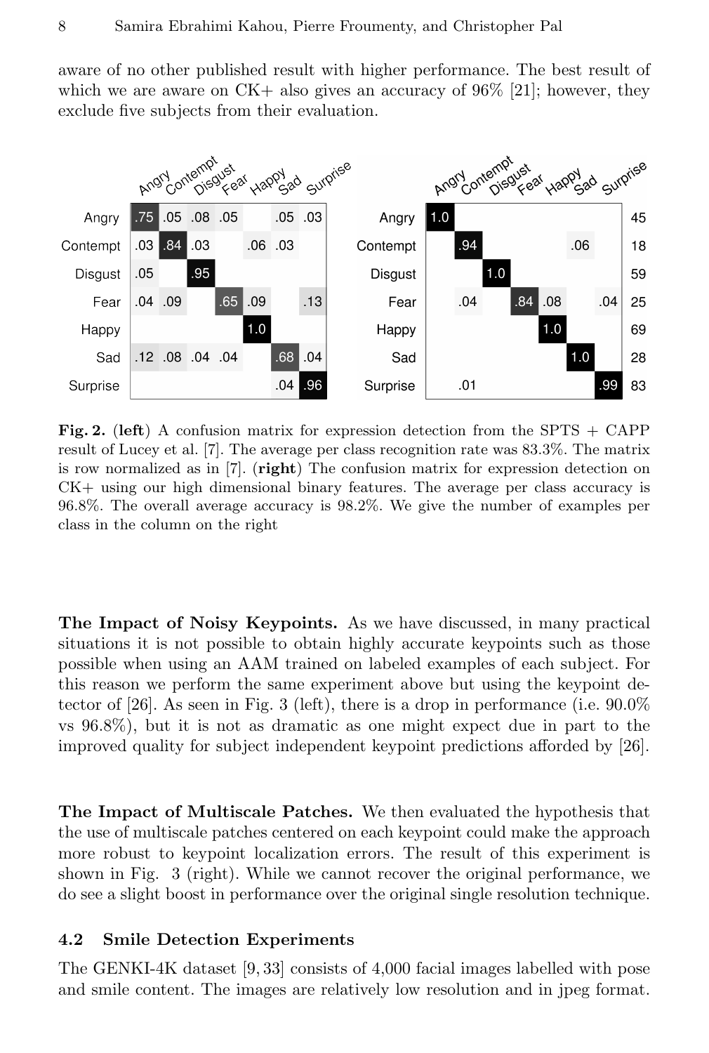aware of no other published result with higher performance. The best result of which we are aware on CK+ also gives an accuracy of 96% [21]; however, they exclude five subjects from their evaluation.

| | Angry | Contempt | Disgust | Fear | Happy | Sad | Surprise |
|---|---|---|---|---|---|---|---|
| Angry | .75 | .05 | .08 | .05 | | .05 | .03 |
| Contempt | .03 | .84 | .03 | | .06 | .03 | |
| Disgust | .05 | | .95 | | | | |
| Fear | .04 | .09 | | .65 | .09 | | .13 |
| Happy | | | | | 1.0 | | |
| Sad | .12 | .08 | .04 | .04 | | .68 | .04 |
| Surprise | | | | | | .04 | .96 |

| | Angry | Contempt | Disgust | Fear | Happy | Sad | Surprise | |
|---|---|---|---|---|---|---|---|---|
| Angry | 1.0 | | | | | | | 45 |
| Contempt | | .94 | | | | .06 | | 18 |
| Disgust | | | 1.0 | | | | | 59 |
| Fear | | .04 | | .84 | .08 | | .04 | 25 |
| Happy | | | | | 1.0 | | | 69 |
| Sad | | | | | | 1.0 | | 28 |
| Surprise | | .01 | | | | | .99 | 83 |

**Fig. 2.** (**left**) A confusion matrix for expression detection from the SPTS + CAPP result of Lucey et al. [7]. The average per class recognition rate was 83.3%. The matrix is row normalized as in [7]. (**right**) The confusion matrix for expression detection on CK+ using our high dimensional binary features. The average per class accuracy is 96.8%. The overall average accuracy is 98.2%. We give the number of examples per class in the column on the right

**The Impact of Noisy Keypoints.** As we have discussed, in many practical situations it is not possible to obtain highly accurate keypoints such as those possible when using an AAM trained on labeled examples of each subject. For this reason we perform the same experiment above but using the keypoint detector of [26]. As seen in Fig. 3 (left), there is a drop in performance (i.e. 90.0% vs 96.8%), but it is not as dramatic as one might expect due in part to the improved quality for subject independent keypoint predictions afforded by [26].

**The Impact of Multiscale Patches.** We then evaluated the hypothesis that the use of multiscale patches centered on each keypoint could make the approach more robust to keypoint localization errors. The result of this experiment is shown in Fig. 3 (right). While we cannot recover the original performance, we do see a slight boost in performance over the original single resolution technique.

### 4.2 Smile Detection Experiments

The GENKI-4K dataset [9, 33] consists of 4,000 facial images labelled with pose and smile content. The images are relatively low resolution and in jpeg format.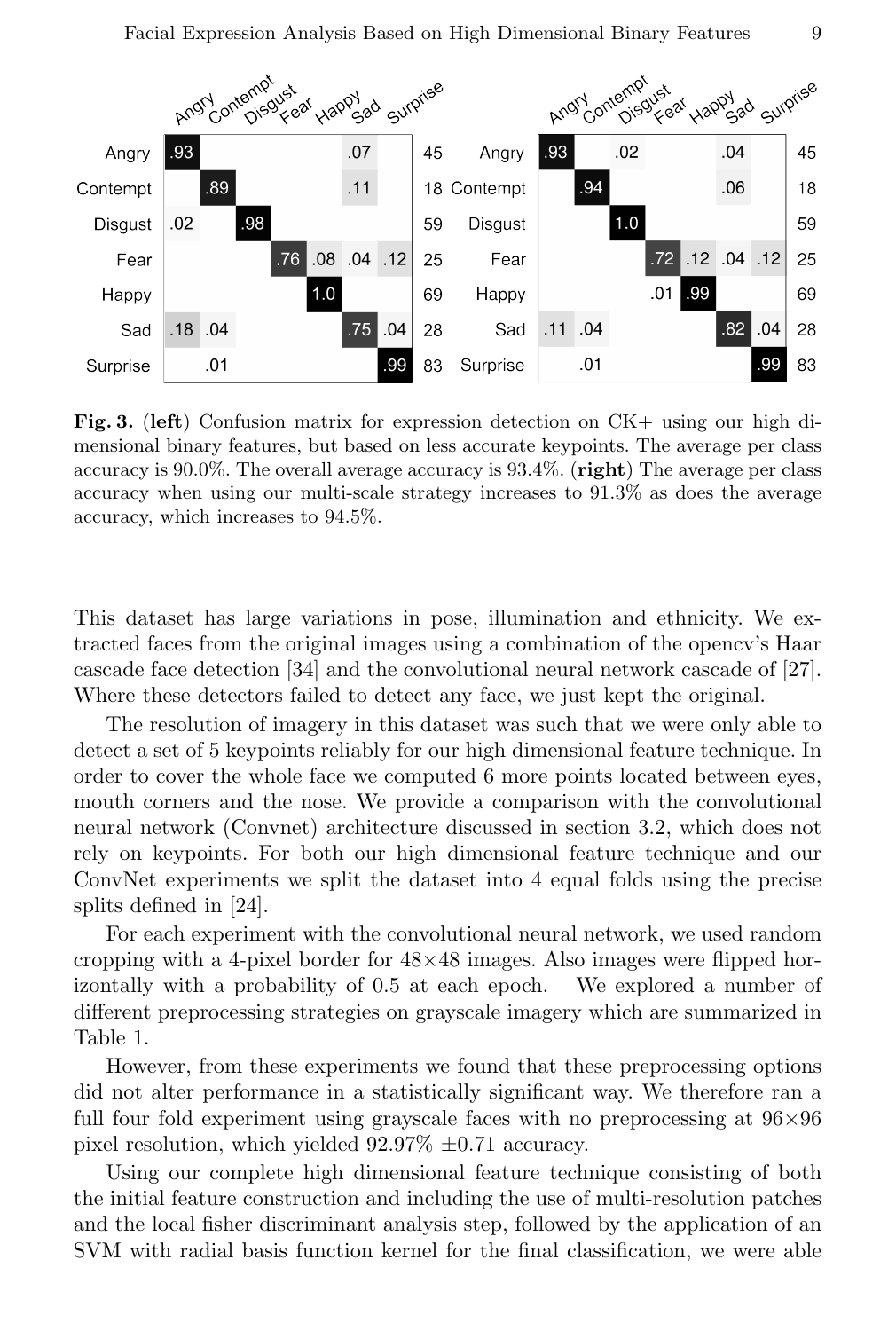| | Angry | Contempt | Disgust | Fear | Happy | Sad | Surprise | |
|---|---|---|---|---|---|---|---|---|
| Angry | .93 | | | | | .07 | | 45 |
| Contempt | | .89 | | | | .11 | | 18 |
| Disgust | .02 | | .98 | | | | | 59 |
| Fear | | | | .76 | .08 | .04 | .12 | 25 |
| Happy | | | | | 1.0 | | | 69 |
| Sad | .18 | .04 | | | | .75 | .04 | 28 |
| Surprise | | .01 | | | | | .99 | 83 |

| | Angry | Contempt | Disgust | Fear | Happy | Sad | Surprise | |
|---|---|---|---|---|---|---|---|---|
| Angry | .93 | | .02 | | | .04 | | 45 |
| Contempt | | .94 | | | | .06 | | 18 |
| Disgust | | | 1.0 | | | | | 59 |
| Fear | | | | .72 | .12 | .04 | .12 | 25 |
| Happy | | | | .01 | .99 | | | 69 |
| Sad | .11 | .04 | | | | .82 | .04 | 28 |
| Surprise | | .01 | | | | | .99 | 83 |

**Fig. 3.** (**left**) Confusion matrix for expression detection on CK+ using our high dimensional binary features, but based on less accurate keypoints. The average per class accuracy is 90.0%. The overall average accuracy is 93.4%. (**right**) The average per class accuracy when using our multi-scale strategy increases to 91.3% as does the average accuracy, which increases to 94.5%.

This dataset has large variations in pose, illumination and ethnicity. We extracted faces from the original images using a combination of the opencv's Haar cascade face detection [34] and the convolutional neural network cascade of [27]. Where these detectors failed to detect any face, we just kept the original.

The resolution of imagery in this dataset was such that we were only able to detect a set of 5 keypoints reliably for our high dimensional feature technique. In order to cover the whole face we computed 6 more points located between eyes, mouth corners and the nose. We provide a comparison with the convolutional neural network (Convnet) architecture discussed in section 3.2, which does not rely on keypoints. For both our high dimensional feature technique and our ConvNet experiments we split the dataset into 4 equal folds using the precise splits defined in [24].

For each experiment with the convolutional neural network, we used random cropping with a 4-pixel border for $48{\times}48$ images. Also images were flipped horizontally with a probability of 0.5 at each epoch. We explored a number of different preprocessing strategies on grayscale imagery which are summarized in Table 1.

However, from these experiments we found that these preprocessing options did not alter performance in a statistically significant way. We therefore ran a full four fold experiment using grayscale faces with no preprocessing at $96{\times}96$ pixel resolution, which yielded 92.97% $\pm 0.71$ accuracy.

Using our complete high dimensional feature technique consisting of both the initial feature construction and including the use of multi-resolution patches and the local fisher discriminant analysis step, followed by the application of an SVM with radial basis function kernel for the final classification, we were able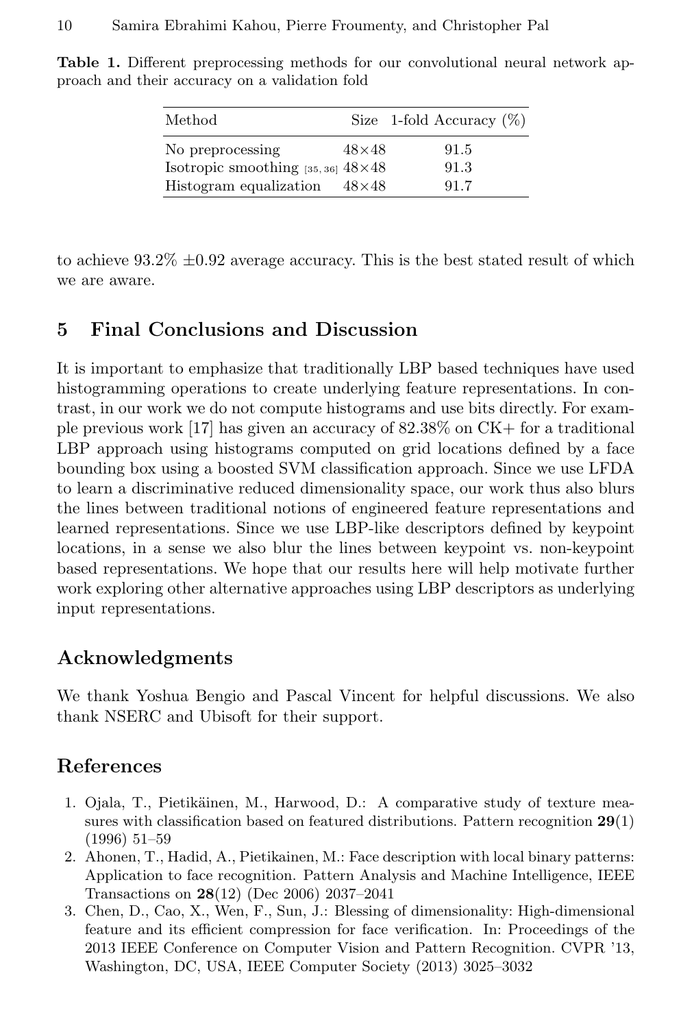**Table 1.** Different preprocessing methods for our convolutional neural network approach and their accuracy on a validation fold

| Method | Size | 1-fold Accuracy (%) |
|---|---|---|
| No preprocessing | 48×48 | 91.5 |
| Isotropic smoothing [35, 36] | 48×48 | 91.3 |
| Histogram equalization | 48×48 | 91.7 |

to achieve 93.2% ±0.92 average accuracy. This is the best stated result of which we are aware.

## 5 Final Conclusions and Discussion

It is important to emphasize that traditionally LBP based techniques have used histogramming operations to create underlying feature representations. In contrast, in our work we do not compute histograms and use bits directly. For example previous work [17] has given an accuracy of 82.38% on CK+ for a traditional LBP approach using histograms computed on grid locations defined by a face bounding box using a boosted SVM classification approach. Since we use LFDA to learn a discriminative reduced dimensionality space, our work thus also blurs the lines between traditional notions of engineered feature representations and learned representations. Since we use LBP-like descriptors defined by keypoint locations, in a sense we also blur the lines between keypoint vs. non-keypoint based representations. We hope that our results here will help motivate further work exploring other alternative approaches using LBP descriptors as underlying input representations.

## Acknowledgments

We thank Yoshua Bengio and Pascal Vincent for helpful discussions. We also thank NSERC and Ubisoft for their support.

## References

1. Ojala, T., Pietikäinen, M., Harwood, D.: A comparative study of texture measures with classification based on featured distributions. Pattern recognition **29**(1) (1996) 51–59
2. Ahonen, T., Hadid, A., Pietikainen, M.: Face description with local binary patterns: Application to face recognition. Pattern Analysis and Machine Intelligence, IEEE Transactions on **28**(12) (Dec 2006) 2037–2041
3. Chen, D., Cao, X., Wen, F., Sun, J.: Blessing of dimensionality: High-dimensional feature and its efficient compression for face verification. In: Proceedings of the 2013 IEEE Conference on Computer Vision and Pattern Recognition. CVPR '13, Washington, DC, USA, IEEE Computer Society (2013) 3025–3032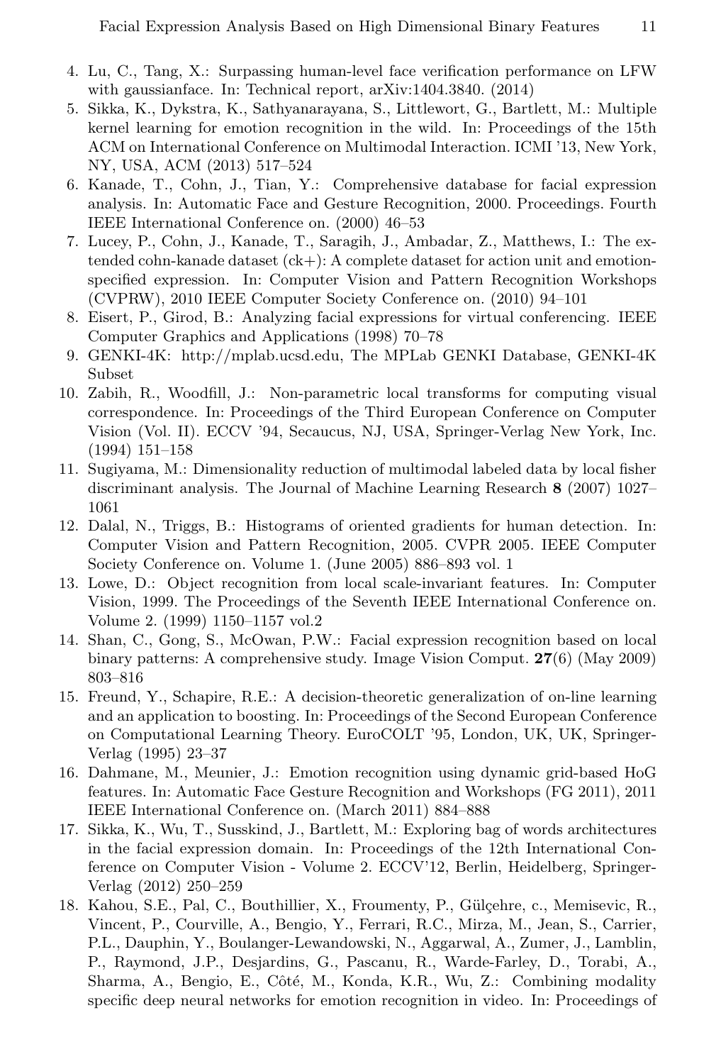4. Lu, C., Tang, X.: Surpassing human-level face verification performance on LFW with gaussianface. In: Technical report, arXiv:1404.3840. (2014)
5. Sikka, K., Dykstra, K., Sathyanarayana, S., Littlewort, G., Bartlett, M.: Multiple kernel learning for emotion recognition in the wild. In: Proceedings of the 15th ACM on International Conference on Multimodal Interaction. ICMI '13, New York, NY, USA, ACM (2013) 517–524
6. Kanade, T., Cohn, J., Tian, Y.: Comprehensive database for facial expression analysis. In: Automatic Face and Gesture Recognition, 2000. Proceedings. Fourth IEEE International Conference on. (2000) 46–53
7. Lucey, P., Cohn, J., Kanade, T., Saragih, J., Ambadar, Z., Matthews, I.: The extended cohn-kanade dataset (ck+): A complete dataset for action unit and emotion-specified expression. In: Computer Vision and Pattern Recognition Workshops (CVPRW), 2010 IEEE Computer Society Conference on. (2010) 94–101
8. Eisert, P., Girod, B.: Analyzing facial expressions for virtual conferencing. IEEE Computer Graphics and Applications (1998) 70–78
9. GENKI-4K: http://mplab.ucsd.edu, The MPLab GENKI Database, GENKI-4K Subset
10. Zabih, R., Woodfill, J.: Non-parametric local transforms for computing visual correspondence. In: Proceedings of the Third European Conference on Computer Vision (Vol. II). ECCV '94, Secaucus, NJ, USA, Springer-Verlag New York, Inc. (1994) 151–158
11. Sugiyama, M.: Dimensionality reduction of multimodal labeled data by local fisher discriminant analysis. The Journal of Machine Learning Research **8** (2007) 1027–1061
12. Dalal, N., Triggs, B.: Histograms of oriented gradients for human detection. In: Computer Vision and Pattern Recognition, 2005. CVPR 2005. IEEE Computer Society Conference on. Volume 1. (June 2005) 886–893 vol. 1
13. Lowe, D.: Object recognition from local scale-invariant features. In: Computer Vision, 1999. The Proceedings of the Seventh IEEE International Conference on. Volume 2. (1999) 1150–1157 vol.2
14. Shan, C., Gong, S., McOwan, P.W.: Facial expression recognition based on local binary patterns: A comprehensive study. Image Vision Comput. **27**(6) (May 2009) 803–816
15. Freund, Y., Schapire, R.E.: A decision-theoretic generalization of on-line learning and an application to boosting. In: Proceedings of the Second European Conference on Computational Learning Theory. EuroCOLT '95, London, UK, UK, Springer-Verlag (1995) 23–37
16. Dahmane, M., Meunier, J.: Emotion recognition using dynamic grid-based HoG features. In: Automatic Face Gesture Recognition and Workshops (FG 2011), 2011 IEEE International Conference on. (March 2011) 884–888
17. Sikka, K., Wu, T., Susskind, J., Bartlett, M.: Exploring bag of words architectures in the facial expression domain. In: Proceedings of the 12th International Conference on Computer Vision - Volume 2. ECCV'12, Berlin, Heidelberg, Springer-Verlag (2012) 250–259
18. Kahou, S.E., Pal, C., Bouthillier, X., Froumenty, P., Gülçehre, c., Memisevic, R., Vincent, P., Courville, A., Bengio, Y., Ferrari, R.C., Mirza, M., Jean, S., Carrier, P.L., Dauphin, Y., Boulanger-Lewandowski, N., Aggarwal, A., Zumer, J., Lamblin, P., Raymond, J.P., Desjardins, G., Pascanu, R., Warde-Farley, D., Torabi, A., Sharma, A., Bengio, E., Côté, M., Konda, K.R., Wu, Z.: Combining modality specific deep neural networks for emotion recognition in video. In: Proceedings of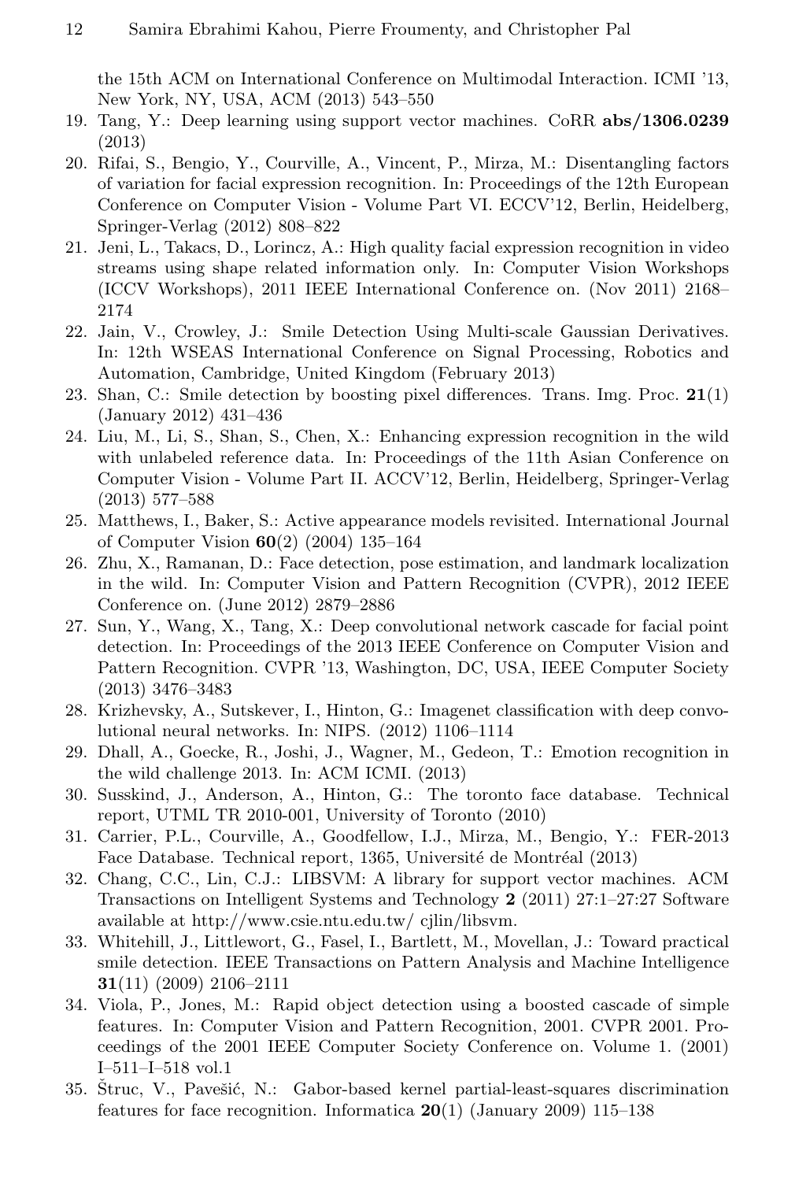the 15th ACM on International Conference on Multimodal Interaction. ICMI '13, New York, NY, USA, ACM (2013) 543–550

19. Tang, Y.: Deep learning using support vector machines. CoRR **abs/1306.0239** (2013)
20. Rifai, S., Bengio, Y., Courville, A., Vincent, P., Mirza, M.: Disentangling factors of variation for facial expression recognition. In: Proceedings of the 12th European Conference on Computer Vision - Volume Part VI. ECCV'12, Berlin, Heidelberg, Springer-Verlag (2012) 808–822
21. Jeni, L., Takacs, D., Lorincz, A.: High quality facial expression recognition in video streams using shape related information only. In: Computer Vision Workshops (ICCV Workshops), 2011 IEEE International Conference on. (Nov 2011) 2168–2174
22. Jain, V., Crowley, J.: Smile Detection Using Multi-scale Gaussian Derivatives. In: 12th WSEAS International Conference on Signal Processing, Robotics and Automation, Cambridge, United Kingdom (February 2013)
23. Shan, C.: Smile detection by boosting pixel differences. Trans. Img. Proc. **21**(1) (January 2012) 431–436
24. Liu, M., Li, S., Shan, S., Chen, X.: Enhancing expression recognition in the wild with unlabeled reference data. In: Proceedings of the 11th Asian Conference on Computer Vision - Volume Part II. ACCV'12, Berlin, Heidelberg, Springer-Verlag (2013) 577–588
25. Matthews, I., Baker, S.: Active appearance models revisited. International Journal of Computer Vision **60**(2) (2004) 135–164
26. Zhu, X., Ramanan, D.: Face detection, pose estimation, and landmark localization in the wild. In: Computer Vision and Pattern Recognition (CVPR), 2012 IEEE Conference on. (June 2012) 2879–2886
27. Sun, Y., Wang, X., Tang, X.: Deep convolutional network cascade for facial point detection. In: Proceedings of the 2013 IEEE Conference on Computer Vision and Pattern Recognition. CVPR '13, Washington, DC, USA, IEEE Computer Society (2013) 3476–3483
28. Krizhevsky, A., Sutskever, I., Hinton, G.: Imagenet classification with deep convolutional neural networks. In: NIPS. (2012) 1106–1114
29. Dhall, A., Goecke, R., Joshi, J., Wagner, M., Gedeon, T.: Emotion recognition in the wild challenge 2013. In: ACM ICMI. (2013)
30. Susskind, J., Anderson, A., Hinton, G.: The toronto face database. Technical report, UTML TR 2010-001, University of Toronto (2010)
31. Carrier, P.L., Courville, A., Goodfellow, I.J., Mirza, M., Bengio, Y.: FER-2013 Face Database. Technical report, 1365, Université de Montréal (2013)
32. Chang, C.C., Lin, C.J.: LIBSVM: A library for support vector machines. ACM Transactions on Intelligent Systems and Technology **2** (2011) 27:1–27:27 Software available at http://www.csie.ntu.edu.tw/ cjlin/libsvm.
33. Whitehill, J., Littlewort, G., Fasel, I., Bartlett, M., Movellan, J.: Toward practical smile detection. IEEE Transactions on Pattern Analysis and Machine Intelligence **31**(11) (2009) 2106–2111
34. Viola, P., Jones, M.: Rapid object detection using a boosted cascade of simple features. In: Computer Vision and Pattern Recognition, 2001. CVPR 2001. Proceedings of the 2001 IEEE Computer Society Conference on. Volume 1. (2001) I–511–I–518 vol.1
35. Štruc, V., Pavešić, N.: Gabor-based kernel partial-least-squares discrimination features for face recognition. Informatica **20**(1) (January 2009) 115–138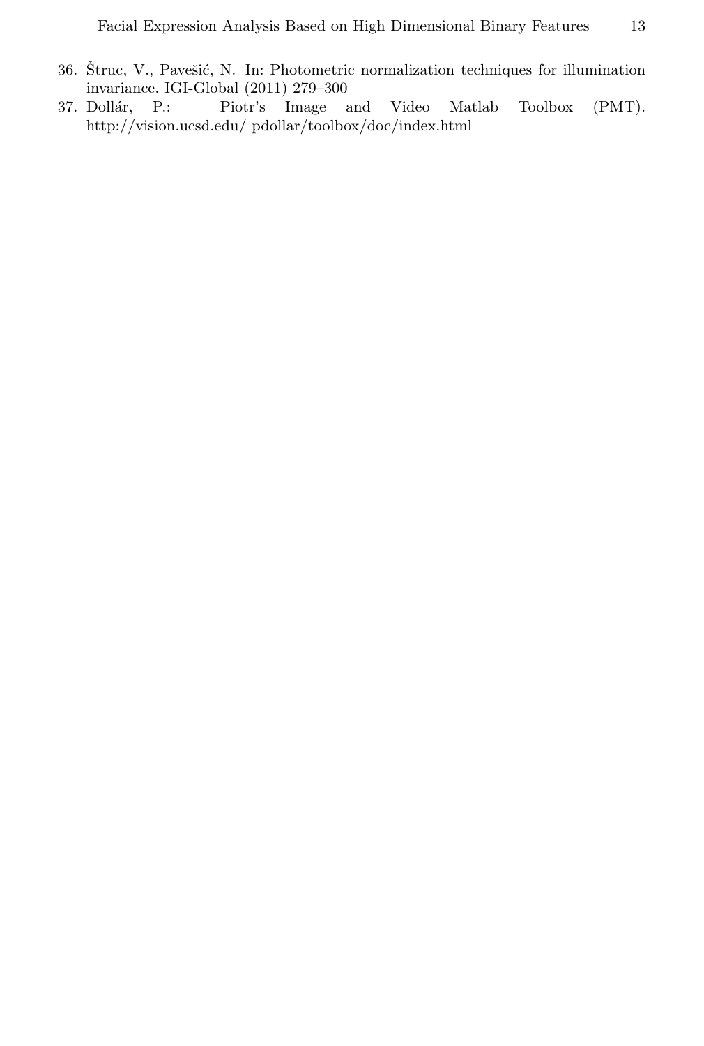36. Štruc, V., Pavešić, N. In: Photometric normalization techniques for illumination invariance. IGI-Global (2011) 279–300
37. Dollár, P.: Piotr's Image and Video Matlab Toolbox (PMT). http://vision.ucsd.edu/ pdollar/toolbox/doc/index.html